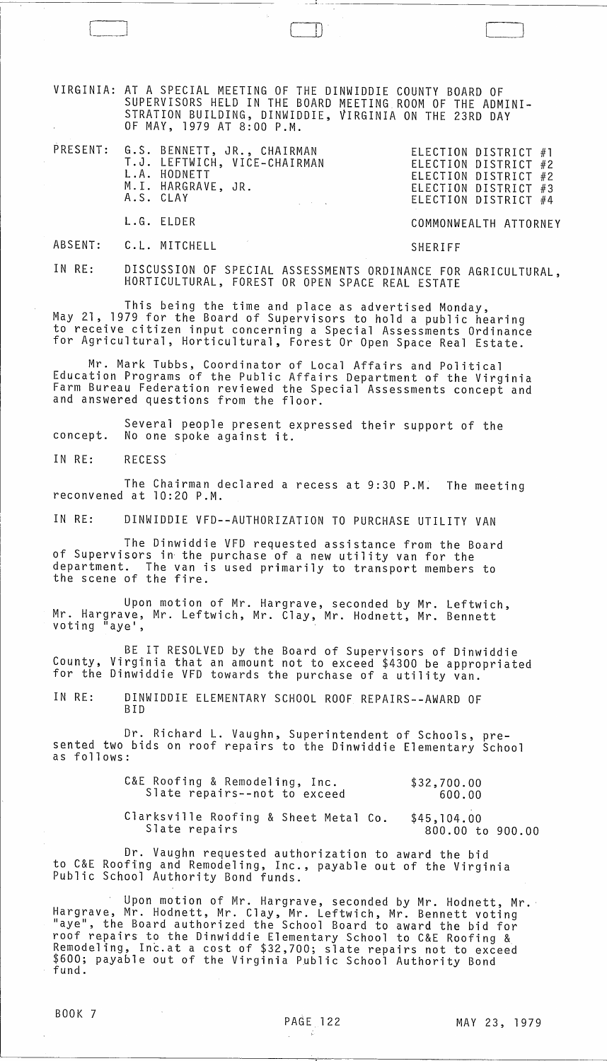VIRGINIA: AT A SPECIAL MEETING OF THE DINWIDDIE COUNTY BOARD OF SUPERVISORS HELD IN THE BOARD MEETING ROOM OF THE ADMINISTRATION BUILDING, DINWIDDIE, VIRGINIA ON THE 23RD DAY OF MAY, 1979 AT 8:00 P.M.

| | | |
|---|---|---|
| PRESENT: | G.S. BENNETT, JR., CHAIRMAN | ELECTION DISTRICT #1 |
| | T.J. LEFTWICH, VICE-CHAIRMAN | ELECTION DISTRICT #2 |
| | L.A. HODNETT | ELECTION DISTRICT #2 |
| | M.I. HARGRAVE, JR. | ELECTION DISTRICT #3 |
| | A.S. CLAY | ELECTION DISTRICT #4 |
| | L.G. ELDER | COMMONWEALTH ATTORNEY |
| ABSENT: | C.L. MITCHELL | SHERIFF |

IN RE: DISCUSSION OF SPECIAL ASSESSMENTS ORDINANCE FOR AGRICULTURAL, HORTICULTURAL, FOREST OR OPEN SPACE REAL ESTATE

This being the time and place as advertised Monday, May 21, 1979 for the Board of Supervisors to hold a public hearing to receive citizen input concerning a Special Assessments Ordinance for Agricultural, Horticultural, Forest Or Open Space Real Estate.

Mr. Mark Tubbs, Coordinator of Local Affairs and Political Education Programs of the Public Affairs Department of the Virginia Farm Bureau Federation reviewed the Special Assessments concept and and answered questions from the floor.

Several people present expressed their support of the concept. No one spoke against it.

IN RE: RECESS

The Chairman declared a recess at 9:30 P.M. The meeting reconvened at 10:20 P.M.

IN RE: DINWIDDIE VFD--AUTHORIZATION TO PURCHASE UTILITY VAN

The Dinwiddie VFD requested assistance from the Board of Supervisors in the purchase of a new utility van for the department. The van is used primarily to transport members to the scene of the fire.

Upon motion of Mr. Hargrave, seconded by Mr. Leftwich, Mr. Hargrave, Mr. Leftwich, Mr. Clay, Mr. Hodnett, Mr. Bennett voting "aye",

BE IT RESOLVED by the Board of Supervisors of Dinwiddie County, Virginia that an amount not to exceed $4300 be appropriated for the Dinwiddie VFD towards the purchase of a utility van.

IN RE: DINWIDDIE ELEMENTARY SCHOOL ROOF REPAIRS--AWARD OF BID

Dr. Richard L. Vaughn, Superintendent of Schools, presented two bids on roof repairs to the Dinwiddie Elementary School as follows:

| | |
|---|---|
| C&E Roofing & Remodeling, Inc. | $32,700.00 |
| Slate repairs--not to exceed | 600.00 |
| Clarksville Roofing & Sheet Metal Co. | $45,104.00 |
| Slate repairs | 800.00 to 900.00 |

Dr. Vaughn requested authorization to award the bid to C&E Roofing and Remodeling, Inc., payable out of the Virginia Public School Authority Bond funds.

Upon motion of Mr. Hargrave, seconded by Mr. Hodnett, Mr. Hargrave, Mr. Hodnett, Mr. Clay, Mr. Leftwich, Mr. Bennett voting "aye", the Board authorized the School Board to award the bid for roof repairs to the Dinwiddie Elementary School to C&E Roofing & Remodeling, Inc.at a cost of $32,700; slate repairs not to exceed $600; payable out of the Virginia Public School Authority Bond fund.

BOOK 7 PAGE 122 MAY 23, 1979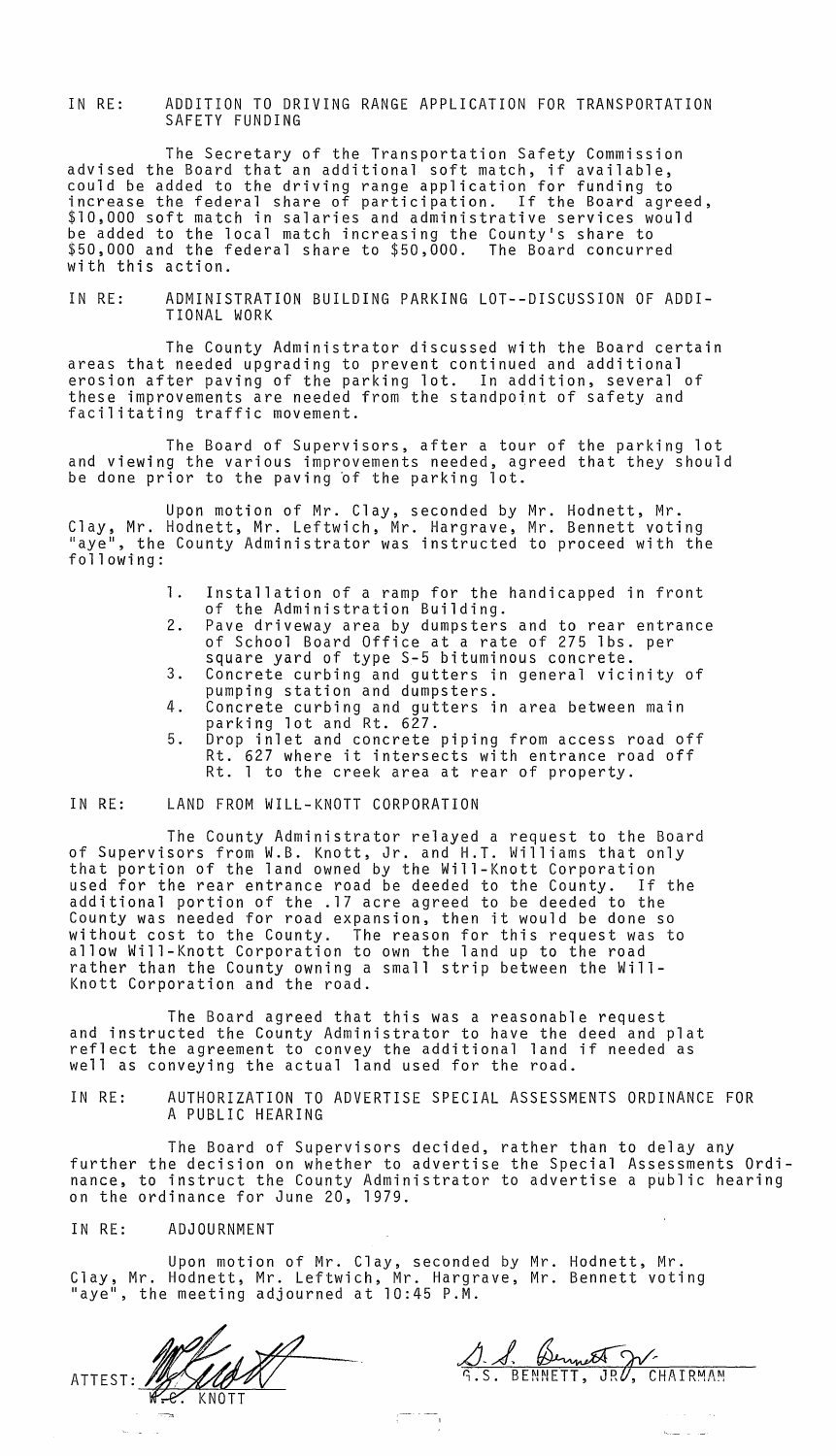IN RE: ADDITION TO DRIVING RANGE APPLICATION FOR TRANSPORTATION SAFETY FUNDING

The Secretary of the Transportation Safety Commission advised the Board that an additional soft match, if available, could be added to the driving range application for funding to increase the federal share of participation. If the Board agreed, $10,000 soft match in salaries and administrative services would be added to the local match increasing the County's share to $50,000 and the federal share to $50,000. The Board concurred with this action.

IN RE: ADMINISTRATION BUILDING PARKING LOT--DISCUSSION OF ADDITIONAL WORK

The County Administrator discussed with the Board certain areas that needed upgrading to prevent continued and additional erosion after paving of the parking lot. In addition, several of these improvements are needed from the standpoint of safety and facilitating traffic movement.

The Board of Supervisors, after a tour of the parking lot and viewing the various improvements needed, agreed that they should be done prior to the paving of the parking lot.

Upon motion of Mr. Clay, seconded by Mr. Hodnett, Mr. Clay, Mr. Hodnett, Mr. Leftwich, Mr. Hargrave, Mr. Bennett voting "aye", the County Administrator was instructed to proceed with the following:

1. Installation of a ramp for the handicapped in front of the Administration Building.
2. Pave driveway area by dumpsters and to rear entrance of School Board Office at a rate of 275 lbs. per square yard of type S-5 bituminous concrete.
3. Concrete curbing and gutters in general vicinity of pumping station and dumpsters.
4. Concrete curbing and gutters in area between main parking lot and Rt. 627.
5. Drop inlet and concrete piping from access road off Rt. 627 where it intersects with entrance road off Rt. 1 to the creek area at rear of property.

IN RE: LAND FROM WILL-KNOTT CORPORATION

The County Administrator relayed a request to the Board of Supervisors from W.B. Knott, Jr. and H.T. Williams that only that portion of the land owned by the Will-Knott Corporation used for the rear entrance road be deeded to the County. If the additional portion of the .17 acre agreed to be deeded to the County was needed for road expansion, then it would be done so without cost to the County. The reason for this request was to allow Will-Knott Corporation to own the land up to the road rather than the County owning a small strip between the Will-Knott Corporation and the road.

The Board agreed that this was a reasonable request and instructed the County Administrator to have the deed and plat reflect the agreement to convey the additional land if needed as well as conveying the actual land used for the road.

IN RE: AUTHORIZATION TO ADVERTISE SPECIAL ASSESSMENTS ORDINANCE FOR A PUBLIC HEARING

The Board of Supervisors decided, rather than to delay any further the decision on whether to advertise the Special Assessments Ordinance, to instruct the County Administrator to advertise a public hearing on the ordinance for June 20, 1979.

IN RE: ADJOURNMENT

Upon motion of Mr. Clay, seconded by Mr. Hodnett, Mr. Clay, Mr. Hodnett, Mr. Leftwich, Mr. Hargrave, Mr. Bennett voting "aye", the meeting adjourned at 10:45 P.M.

ATTEST: W.C. KNOTT

G.S. BENNETT, JR., CHAIRMAN